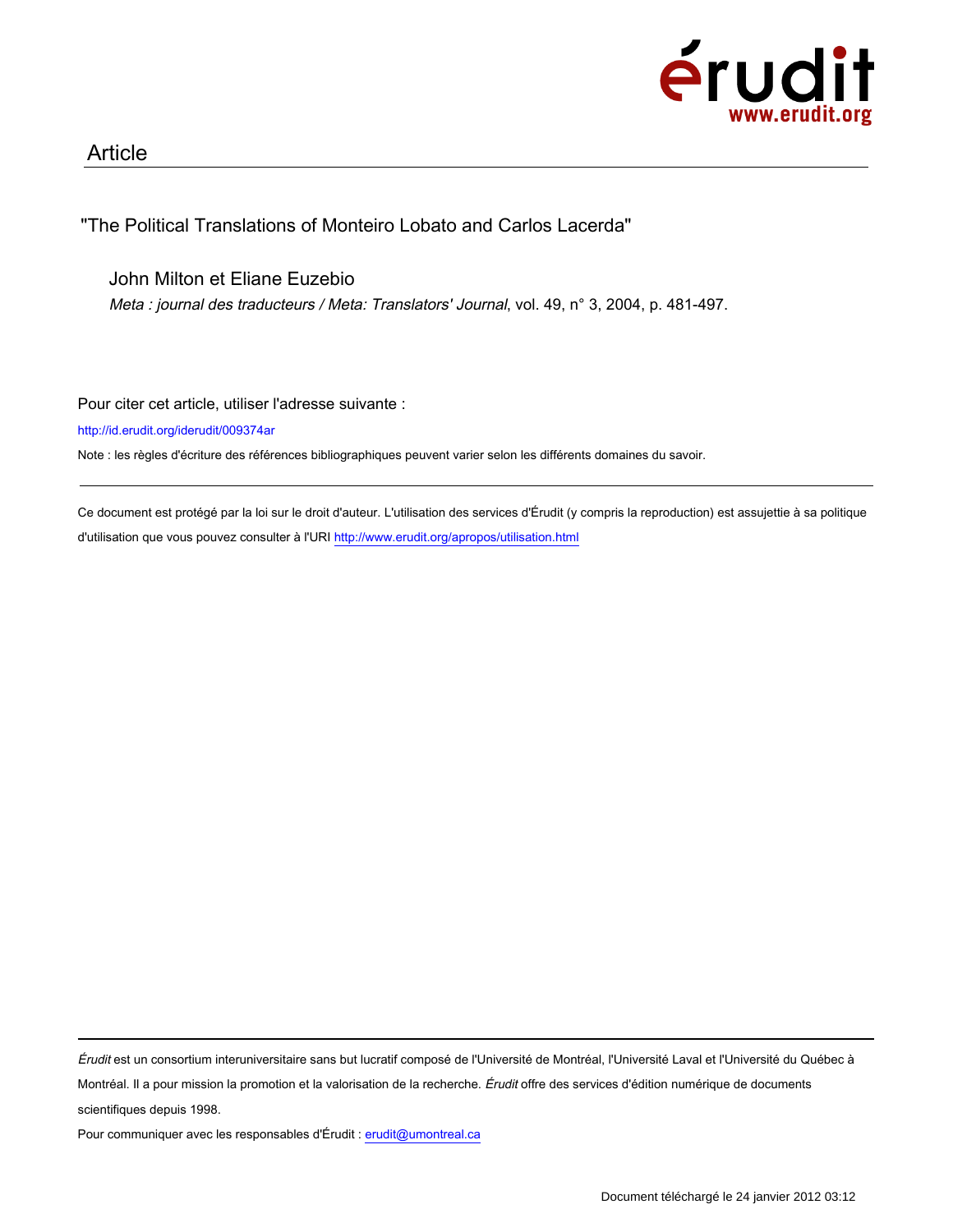Article

"The Political Translations of Monteiro Lobato and Carlos Lacerda"

John Milton et Eliane Euzebio

*Meta : journal des traducteurs / Meta: Translators' Journal*, vol. 49, n° 3, 2004, p. 481-497.

Pour citer cet article, utiliser l'adresse suivante :

http://id.erudit.org/iderudit/009374ar

Note : les règles d'écriture des références bibliographiques peuvent varier selon les différents domaines du savoir.

Ce document est protégé par la loi sur le droit d'auteur. L'utilisation des services d'Érudit (y compris la reproduction) est assujettie à sa politique d'utilisation que vous pouvez consulter à l'URI http://www.erudit.org/apropos/utilisation.html

*Érudit* est un consortium interuniversitaire sans but lucratif composé de l'Université de Montréal, l'Université Laval et l'Université du Québec à Montréal. Il a pour mission la promotion et la valorisation de la recherche. *Érudit* offre des services d'édition numérique de documents scientifiques depuis 1998.

Pour communiquer avec les responsables d'Érudit : erudit@umontreal.ca

Document téléchargé le 24 janvier 2012 03:12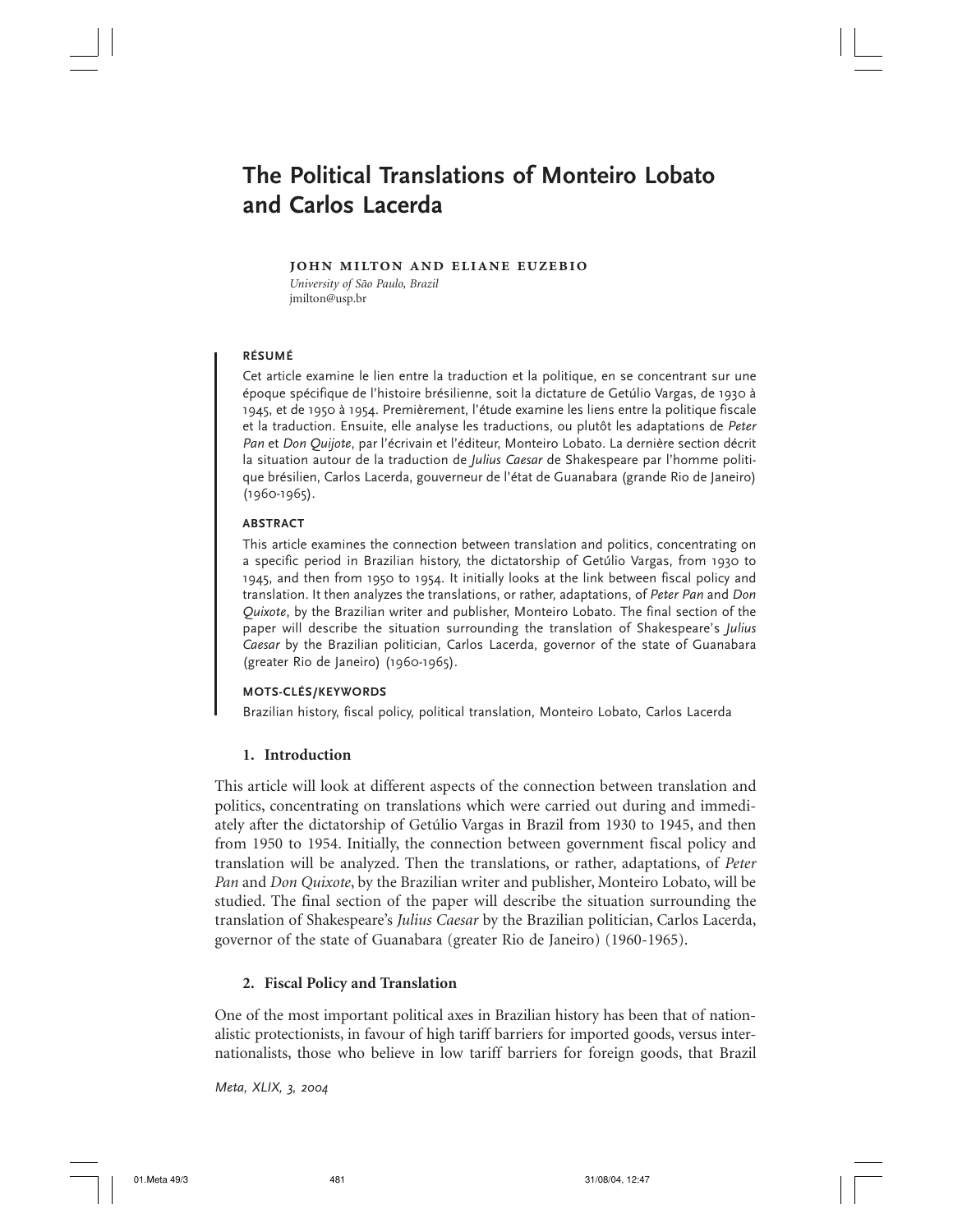# The Political Translations of Monteiro Lobato and Carlos Lacerda

**JOHN MILTON AND ELIANE EUZEBIO**
*University of São Paulo, Brazil*
jmilton@usp.br

### RÉSUMÉ

Cet article examine le lien entre la traduction et la politique, en se concentrant sur une époque spécifique de l'histoire brésilienne, soit la dictature de Getúlio Vargas, de 1930 à 1945, et de 1950 à 1954. Premièrement, l'étude examine les liens entre la politique fiscale et la traduction. Ensuite, elle analyse les traductions, ou plutôt les adaptations de *Peter Pan* et *Don Quijote*, par l'écrivain et l'éditeur, Monteiro Lobato. La dernière section décrit la situation autour de la traduction de *Julius Caesar* de Shakespeare par l'homme politique brésilien, Carlos Lacerda, gouverneur de l'état de Guanabara (grande Rio de Janeiro) (1960-1965).

### ABSTRACT

This article examines the connection between translation and politics, concentrating on a specific period in Brazilian history, the dictatorship of Getúlio Vargas, from 1930 to 1945, and then from 1950 to 1954. It initially looks at the link between fiscal policy and translation. It then analyzes the translations, or rather, adaptations, of *Peter Pan* and *Don Quixote*, by the Brazilian writer and publisher, Monteiro Lobato. The final section of the paper will describe the situation surrounding the translation of Shakespeare's *Julius Caesar* by the Brazilian politician, Carlos Lacerda, governor of the state of Guanabara (greater Rio de Janeiro) (1960-1965).

### MOTS-CLÉS/KEYWORDS

Brazilian history, fiscal policy, political translation, Monteiro Lobato, Carlos Lacerda

## 1. Introduction

This article will look at different aspects of the connection between translation and politics, concentrating on translations which were carried out during and immediately after the dictatorship of Getúlio Vargas in Brazil from 1930 to 1945, and then from 1950 to 1954. Initially, the connection between government fiscal policy and translation will be analyzed. Then the translations, or rather, adaptations, of *Peter Pan* and *Don Quixote*, by the Brazilian writer and publisher, Monteiro Lobato, will be studied. The final section of the paper will describe the situation surrounding the translation of Shakespeare's *Julius Caesar* by the Brazilian politician, Carlos Lacerda, governor of the state of Guanabara (greater Rio de Janeiro) (1960-1965).

## 2. Fiscal Policy and Translation

One of the most important political axes in Brazilian history has been that of nationalistic protectionists, in favour of high tariff barriers for imported goods, versus internationalists, those who believe in low tariff barriers for foreign goods, that Brazil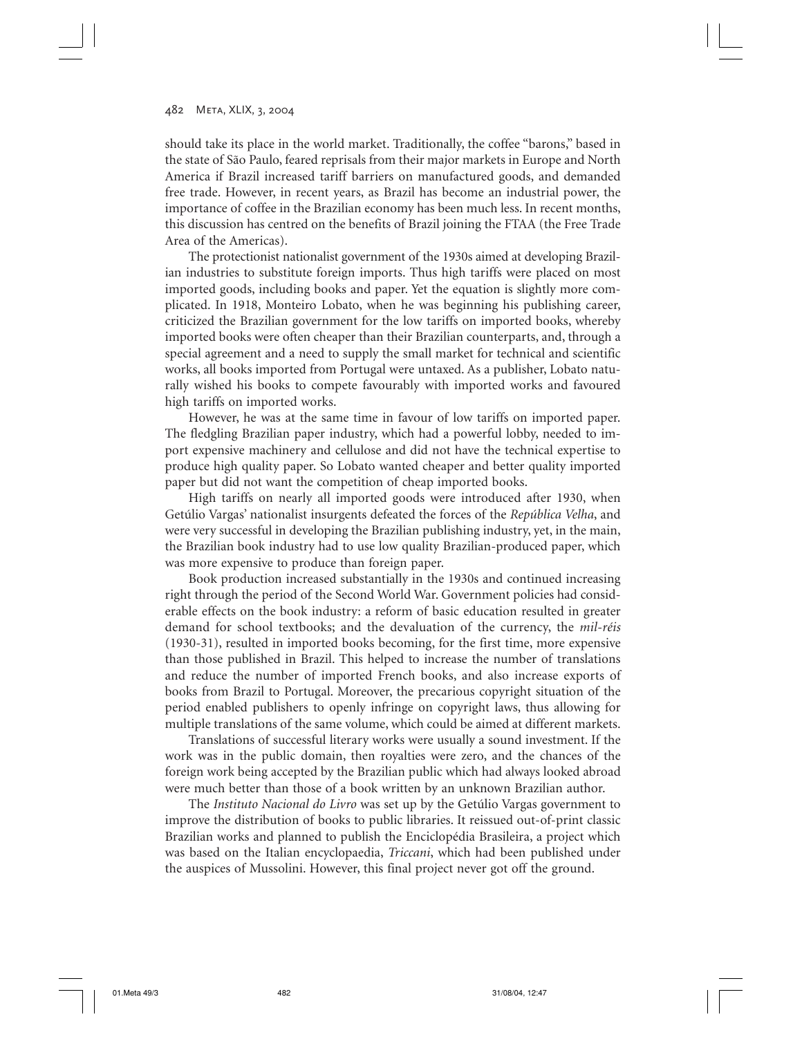should take its place in the world market. Traditionally, the coffee "barons," based in the state of São Paulo, feared reprisals from their major markets in Europe and North America if Brazil increased tariff barriers on manufactured goods, and demanded free trade. However, in recent years, as Brazil has become an industrial power, the importance of coffee in the Brazilian economy has been much less. In recent months, this discussion has centred on the benefits of Brazil joining the FTAA (the Free Trade Area of the Americas).

The protectionist nationalist government of the 1930s aimed at developing Brazilian industries to substitute foreign imports. Thus high tariffs were placed on most imported goods, including books and paper. Yet the equation is slightly more complicated. In 1918, Monteiro Lobato, when he was beginning his publishing career, criticized the Brazilian government for the low tariffs on imported books, whereby imported books were often cheaper than their Brazilian counterparts, and, through a special agreement and a need to supply the small market for technical and scientific works, all books imported from Portugal were untaxed. As a publisher, Lobato naturally wished his books to compete favourably with imported works and favoured high tariffs on imported works.

However, he was at the same time in favour of low tariffs on imported paper. The fledgling Brazilian paper industry, which had a powerful lobby, needed to import expensive machinery and cellulose and did not have the technical expertise to produce high quality paper. So Lobato wanted cheaper and better quality imported paper but did not want the competition of cheap imported books.

High tariffs on nearly all imported goods were introduced after 1930, when Getúlio Vargas' nationalist insurgents defeated the forces of the *República Velha*, and were very successful in developing the Brazilian publishing industry, yet, in the main, the Brazilian book industry had to use low quality Brazilian-produced paper, which was more expensive to produce than foreign paper.

Book production increased substantially in the 1930s and continued increasing right through the period of the Second World War. Government policies had considerable effects on the book industry: a reform of basic education resulted in greater demand for school textbooks; and the devaluation of the currency, the *mil-réis* (1930-31), resulted in imported books becoming, for the first time, more expensive than those published in Brazil. This helped to increase the number of translations and reduce the number of imported French books, and also increase exports of books from Brazil to Portugal. Moreover, the precarious copyright situation of the period enabled publishers to openly infringe on copyright laws, thus allowing for multiple translations of the same volume, which could be aimed at different markets.

Translations of successful literary works were usually a sound investment. If the work was in the public domain, then royalties were zero, and the chances of the foreign work being accepted by the Brazilian public which had always looked abroad were much better than those of a book written by an unknown Brazilian author.

The *Instituto Nacional do Livro* was set up by the Getúlio Vargas government to improve the distribution of books to public libraries. It reissued out-of-print classic Brazilian works and planned to publish the Enciclopédia Brasileira, a project which was based on the Italian encyclopaedia, *Triccani*, which had been published under the auspices of Mussolini. However, this final project never got off the ground.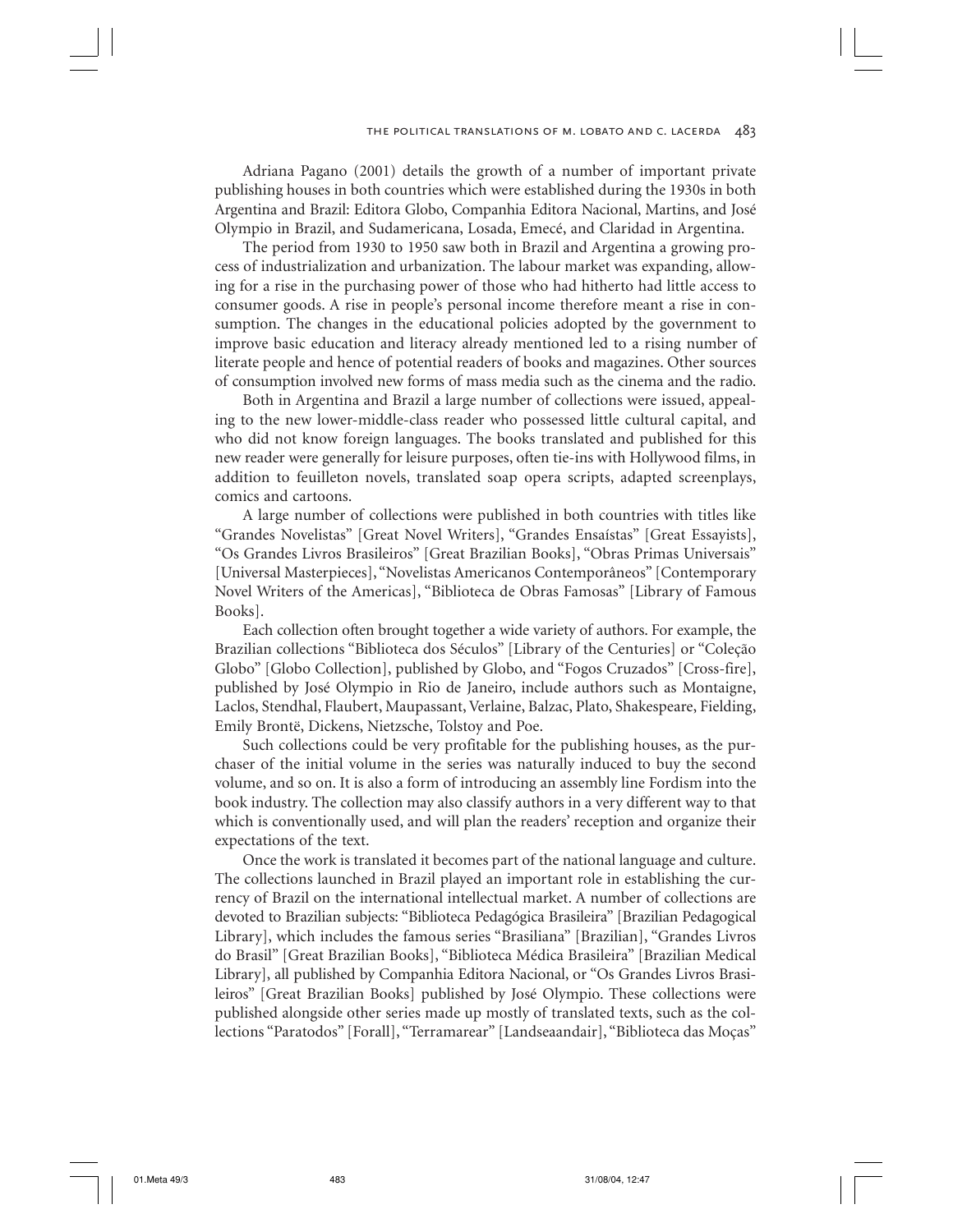Adriana Pagano (2001) details the growth of a number of important private publishing houses in both countries which were established during the 1930s in both Argentina and Brazil: Editora Globo, Companhia Editora Nacional, Martins, and José Olympio in Brazil, and Sudamericana, Losada, Emecé, and Claridad in Argentina.

The period from 1930 to 1950 saw both in Brazil and Argentina a growing process of industrialization and urbanization. The labour market was expanding, allowing for a rise in the purchasing power of those who had hitherto had little access to consumer goods. A rise in people's personal income therefore meant a rise in consumption. The changes in the educational policies adopted by the government to improve basic education and literacy already mentioned led to a rising number of literate people and hence of potential readers of books and magazines. Other sources of consumption involved new forms of mass media such as the cinema and the radio.

Both in Argentina and Brazil a large number of collections were issued, appealing to the new lower-middle-class reader who possessed little cultural capital, and who did not know foreign languages. The books translated and published for this new reader were generally for leisure purposes, often tie-ins with Hollywood films, in addition to feuilleton novels, translated soap opera scripts, adapted screenplays, comics and cartoons.

A large number of collections were published in both countries with titles like "Grandes Novelistas" [Great Novel Writers], "Grandes Ensaístas" [Great Essayists], "Os Grandes Livros Brasileiros" [Great Brazilian Books], "Obras Primas Universais" [Universal Masterpieces], "Novelistas Americanos Contemporâneos" [Contemporary Novel Writers of the Americas], "Biblioteca de Obras Famosas" [Library of Famous Books].

Each collection often brought together a wide variety of authors. For example, the Brazilian collections "Biblioteca dos Séculos" [Library of the Centuries] or "Coleção Globo" [Globo Collection], published by Globo, and "Fogos Cruzados" [Cross-fire], published by José Olympio in Rio de Janeiro, include authors such as Montaigne, Laclos, Stendhal, Flaubert, Maupassant, Verlaine, Balzac, Plato, Shakespeare, Fielding, Emily Brontë, Dickens, Nietzsche, Tolstoy and Poe.

Such collections could be very profitable for the publishing houses, as the purchaser of the initial volume in the series was naturally induced to buy the second volume, and so on. It is also a form of introducing an assembly line Fordism into the book industry. The collection may also classify authors in a very different way to that which is conventionally used, and will plan the readers' reception and organize their expectations of the text.

Once the work is translated it becomes part of the national language and culture. The collections launched in Brazil played an important role in establishing the currency of Brazil on the international intellectual market. A number of collections are devoted to Brazilian subjects: "Biblioteca Pedagógica Brasileira" [Brazilian Pedagogical Library], which includes the famous series "Brasiliana" [Brazilian], "Grandes Livros do Brasil" [Great Brazilian Books], "Biblioteca Médica Brasileira" [Brazilian Medical Library], all published by Companhia Editora Nacional, or "Os Grandes Livros Brasileiros" [Great Brazilian Books] published by José Olympio. These collections were published alongside other series made up mostly of translated texts, such as the collections "Paratodos" [Forall], "Terramarear" [Landseaandair], "Biblioteca das Moças"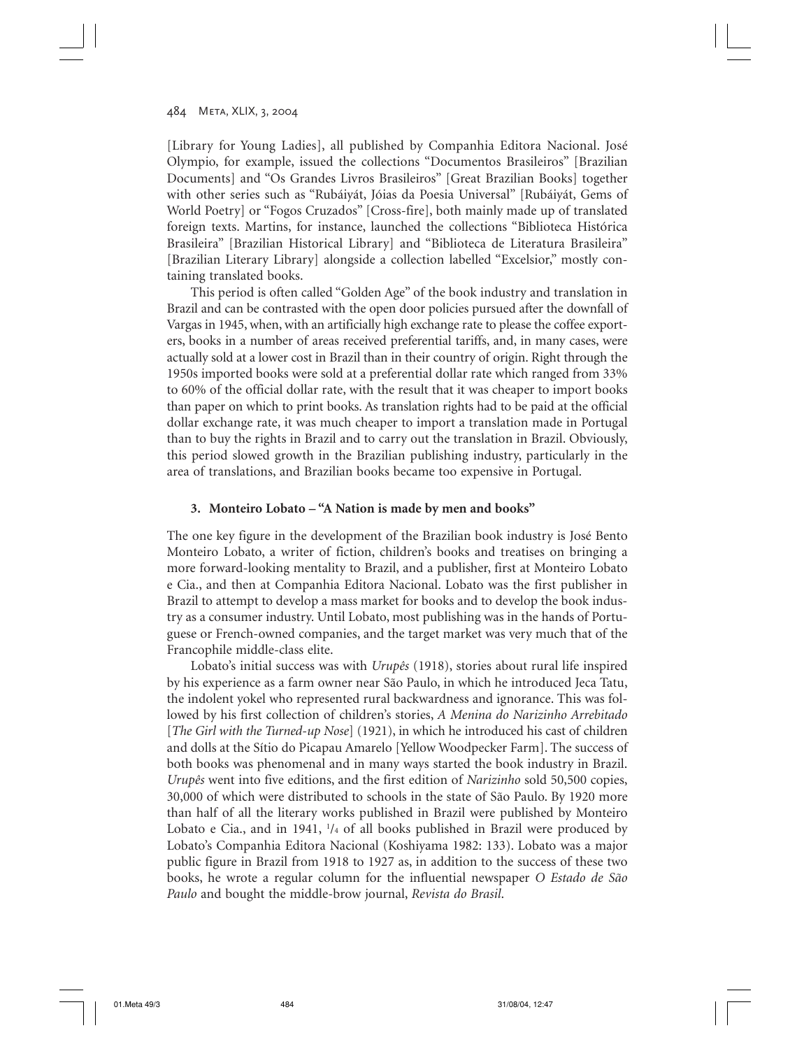[Library for Young Ladies], all published by Companhia Editora Nacional. José Olympio, for example, issued the collections "Documentos Brasileiros" [Brazilian Documents] and "Os Grandes Livros Brasileiros" [Great Brazilian Books] together with other series such as "Rubáiyát, Jóias da Poesia Universal" [Rubáiyát, Gems of World Poetry] or "Fogos Cruzados" [Cross-fire], both mainly made up of translated foreign texts. Martins, for instance, launched the collections "Biblioteca Histórica Brasileira" [Brazilian Historical Library] and "Biblioteca de Literatura Brasileira" [Brazilian Literary Library] alongside a collection labelled "Excelsior," mostly containing translated books.

This period is often called "Golden Age" of the book industry and translation in Brazil and can be contrasted with the open door policies pursued after the downfall of Vargas in 1945, when, with an artificially high exchange rate to please the coffee exporters, books in a number of areas received preferential tariffs, and, in many cases, were actually sold at a lower cost in Brazil than in their country of origin. Right through the 1950s imported books were sold at a preferential dollar rate which ranged from 33% to 60% of the official dollar rate, with the result that it was cheaper to import books than paper on which to print books. As translation rights had to be paid at the official dollar exchange rate, it was much cheaper to import a translation made in Portugal than to buy the rights in Brazil and to carry out the translation in Brazil. Obviously, this period slowed growth in the Brazilian publishing industry, particularly in the area of translations, and Brazilian books became too expensive in Portugal.

## 3. Monteiro Lobato – "A Nation is made by men and books"

The one key figure in the development of the Brazilian book industry is José Bento Monteiro Lobato, a writer of fiction, children's books and treatises on bringing a more forward-looking mentality to Brazil, and a publisher, first at Monteiro Lobato e Cia., and then at Companhia Editora Nacional. Lobato was the first publisher in Brazil to attempt to develop a mass market for books and to develop the book industry as a consumer industry. Until Lobato, most publishing was in the hands of Portuguese or French-owned companies, and the target market was very much that of the Francophile middle-class elite.

Lobato's initial success was with *Urupês* (1918), stories about rural life inspired by his experience as a farm owner near São Paulo, in which he introduced Jeca Tatu, the indolent yokel who represented rural backwardness and ignorance. This was followed by his first collection of children's stories, *A Menina do Narizinho Arrebitado* [*The Girl with the Turned-up Nose*] (1921), in which he introduced his cast of children and dolls at the Sítio do Picapau Amarelo [Yellow Woodpecker Farm]. The success of both books was phenomenal and in many ways started the book industry in Brazil. *Urupês* went into five editions, and the first edition of *Narizinho* sold 50,500 copies, 30,000 of which were distributed to schools in the state of São Paulo. By 1920 more than half of all the literary works published in Brazil were published by Monteiro Lobato e Cia., and in 1941, 1/4 of all books published in Brazil were produced by Lobato's Companhia Editora Nacional (Koshiyama 1982: 133). Lobato was a major public figure in Brazil from 1918 to 1927 as, in addition to the success of these two books, he wrote a regular column for the influential newspaper *O Estado de São Paulo* and bought the middle-brow journal, *Revista do Brasil*.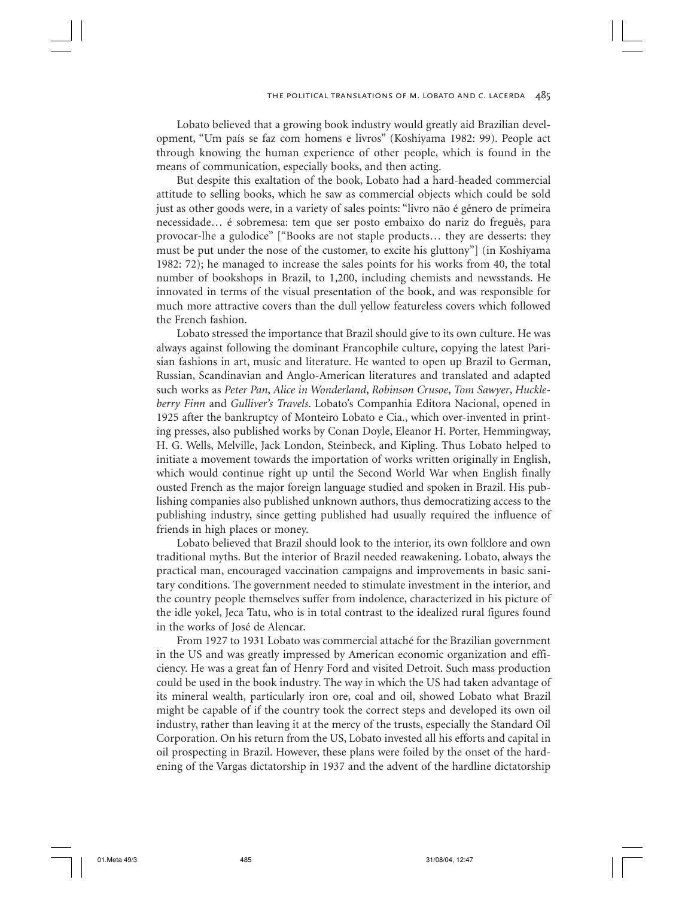Lobato believed that a growing book industry would greatly aid Brazilian development, "Um país se faz com homens e livros" (Koshiyama 1982: 99). People act through knowing the human experience of other people, which is found in the means of communication, especially books, and then acting.

But despite this exaltation of the book, Lobato had a hard-headed commercial attitude to selling books, which he saw as commercial objects which could be sold just as other goods were, in a variety of sales points: "livro não é gênero de primeira necessidade… é sobremesa: tem que ser posto embaixo do nariz do freguês, para provocar-lhe a gulodice" ["Books are not staple products… they are desserts: they must be put under the nose of the customer, to excite his gluttony"] (in Koshiyama 1982: 72); he managed to increase the sales points for his works from 40, the total number of bookshops in Brazil, to 1,200, including chemists and newsstands. He innovated in terms of the visual presentation of the book, and was responsible for much more attractive covers than the dull yellow featureless covers which followed the French fashion.

Lobato stressed the importance that Brazil should give to its own culture. He was always against following the dominant Francophile culture, copying the latest Parisian fashions in art, music and literature. He wanted to open up Brazil to German, Russian, Scandinavian and Anglo-American literatures and translated and adapted such works as *Peter Pan*, *Alice in Wonderland*, *Robinson Crusoe*, *Tom Sawyer*, *Huckleberry Finn* and *Gulliver's Travels*. Lobato's Companhia Editora Nacional, opened in 1925 after the bankruptcy of Monteiro Lobato e Cia., which over-invented in printing presses, also published works by Conan Doyle, Eleanor H. Porter, Hemmingway, H. G. Wells, Melville, Jack London, Steinbeck, and Kipling. Thus Lobato helped to initiate a movement towards the importation of works written originally in English, which would continue right up until the Second World War when English finally ousted French as the major foreign language studied and spoken in Brazil. His publishing companies also published unknown authors, thus democratizing access to the publishing industry, since getting published had usually required the influence of friends in high places or money.

Lobato believed that Brazil should look to the interior, its own folklore and own traditional myths. But the interior of Brazil needed reawakening. Lobato, always the practical man, encouraged vaccination campaigns and improvements in basic sanitary conditions. The government needed to stimulate investment in the interior, and the country people themselves suffer from indolence, characterized in his picture of the idle yokel, Jeca Tatu, who is in total contrast to the idealized rural figures found in the works of José de Alencar.

From 1927 to 1931 Lobato was commercial attaché for the Brazilian government in the US and was greatly impressed by American economic organization and efficiency. He was a great fan of Henry Ford and visited Detroit. Such mass production could be used in the book industry. The way in which the US had taken advantage of its mineral wealth, particularly iron ore, coal and oil, showed Lobato what Brazil might be capable of if the country took the correct steps and developed its own oil industry, rather than leaving it at the mercy of the trusts, especially the Standard Oil Corporation. On his return from the US, Lobato invested all his efforts and capital in oil prospecting in Brazil. However, these plans were foiled by the onset of the hardening of the Vargas dictatorship in 1937 and the advent of the hardline dictatorship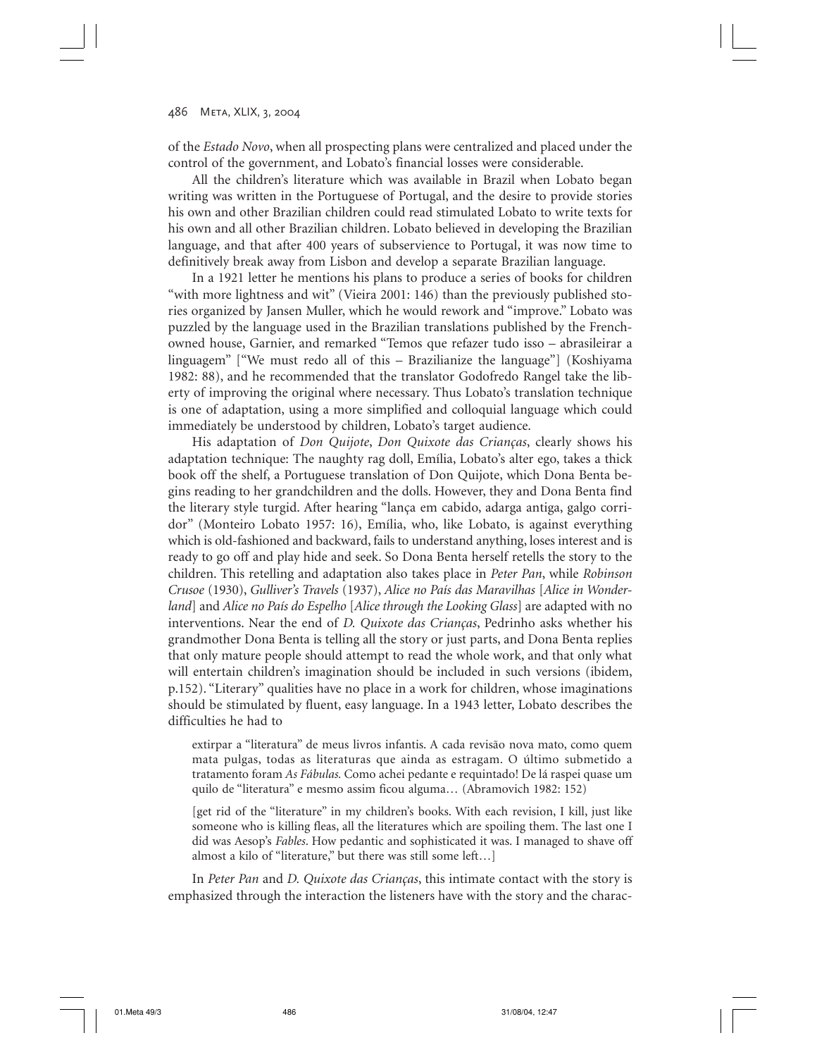of the *Estado Novo*, when all prospecting plans were centralized and placed under the control of the government, and Lobato's financial losses were considerable.

All the children's literature which was available in Brazil when Lobato began writing was written in the Portuguese of Portugal, and the desire to provide stories his own and other Brazilian children could read stimulated Lobato to write texts for his own and all other Brazilian children. Lobato believed in developing the Brazilian language, and that after 400 years of subservience to Portugal, it was now time to definitively break away from Lisbon and develop a separate Brazilian language.

In a 1921 letter he mentions his plans to produce a series of books for children "with more lightness and wit" (Vieira 2001: 146) than the previously published stories organized by Jansen Muller, which he would rework and "improve." Lobato was puzzled by the language used in the Brazilian translations published by the French-owned house, Garnier, and remarked "Temos que refazer tudo isso – abrasileirar a linguagem" ["We must redo all of this – Brazilianize the language"] (Koshiyama 1982: 88), and he recommended that the translator Godofredo Rangel take the liberty of improving the original where necessary. Thus Lobato's translation technique is one of adaptation, using a more simplified and colloquial language which could immediately be understood by children, Lobato's target audience.

His adaptation of *Don Quijote*, *Don Quixote das Crianças*, clearly shows his adaptation technique: The naughty rag doll, Emília, Lobato's alter ego, takes a thick book off the shelf, a Portuguese translation of Don Quijote, which Dona Benta begins reading to her grandchildren and the dolls. However, they and Dona Benta find the literary style turgid. After hearing "lança em cabido, adarga antiga, galgo corridor" (Monteiro Lobato 1957: 16), Emília, who, like Lobato, is against everything which is old-fashioned and backward, fails to understand anything, loses interest and is ready to go off and play hide and seek. So Dona Benta herself retells the story to the children. This retelling and adaptation also takes place in *Peter Pan*, while *Robinson Crusoe* (1930), *Gulliver's Travels* (1937), *Alice no País das Maravilhas* [*Alice in Wonderland*] and *Alice no País do Espelho* [*Alice through the Looking Glass*] are adapted with no interventions. Near the end of *D. Quixote das Crianças*, Pedrinho asks whether his grandmother Dona Benta is telling all the story or just parts, and Dona Benta replies that only mature people should attempt to read the whole work, and that only what will entertain children's imagination should be included in such versions (ibidem, p.152). "Literary" qualities have no place in a work for children, whose imaginations should be stimulated by fluent, easy language. In a 1943 letter, Lobato describes the difficulties he had to

> extirpar a "literatura" de meus livros infantis. A cada revisão nova mato, como quem mata pulgas, todas as literaturas que ainda as estragam. O último submetido a tratamento foram *As Fábulas.* Como achei pedante e requintado! De lá raspei quase um quilo de "literatura" e mesmo assim ficou alguma… (Abramovich 1982: 152)
>
> [get rid of the "literature" in my children's books. With each revision, I kill, just like someone who is killing fleas, all the literatures which are spoiling them. The last one I did was Aesop's *Fables*. How pedantic and sophisticated it was. I managed to shave off almost a kilo of "literature," but there was still some left…]

In *Peter Pan* and *D. Quixote das Crianças*, this intimate contact with the story is emphasized through the interaction the listeners have with the story and the charac-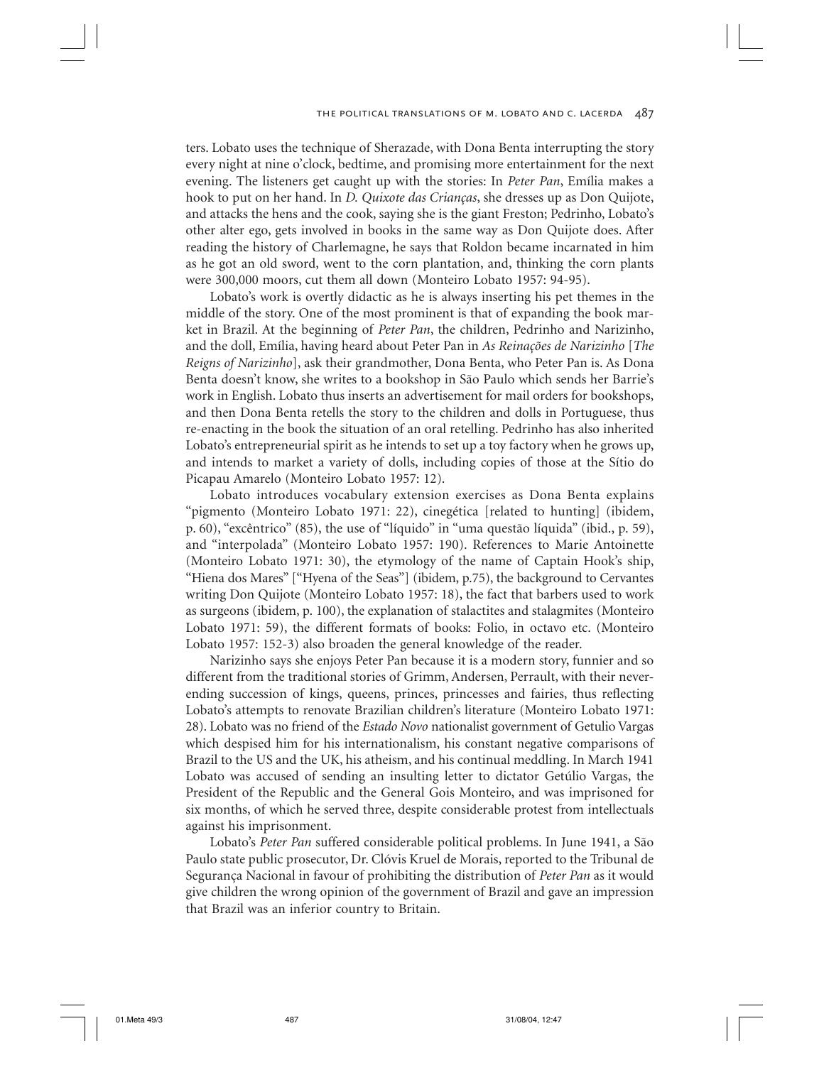ters. Lobato uses the technique of Sherazade, with Dona Benta interrupting the story every night at nine o'clock, bedtime, and promising more entertainment for the next evening. The listeners get caught up with the stories: In *Peter Pan*, Emília makes a hook to put on her hand. In *D. Quixote das Crianças*, she dresses up as Don Quijote, and attacks the hens and the cook, saying she is the giant Freston; Pedrinho, Lobato's other alter ego, gets involved in books in the same way as Don Quijote does. After reading the history of Charlemagne, he says that Roldon became incarnated in him as he got an old sword, went to the corn plantation, and, thinking the corn plants were 300,000 moors, cut them all down (Monteiro Lobato 1957: 94-95).

Lobato's work is overtly didactic as he is always inserting his pet themes in the middle of the story. One of the most prominent is that of expanding the book market in Brazil. At the beginning of *Peter Pan*, the children, Pedrinho and Narizinho, and the doll, Emília, having heard about Peter Pan in *As Reinações de Narizinho* [*The Reigns of Narizinho*], ask their grandmother, Dona Benta, who Peter Pan is. As Dona Benta doesn't know, she writes to a bookshop in São Paulo which sends her Barrie's work in English. Lobato thus inserts an advertisement for mail orders for bookshops, and then Dona Benta retells the story to the children and dolls in Portuguese, thus re-enacting in the book the situation of an oral retelling. Pedrinho has also inherited Lobato's entrepreneurial spirit as he intends to set up a toy factory when he grows up, and intends to market a variety of dolls, including copies of those at the Sítio do Picapau Amarelo (Monteiro Lobato 1957: 12).

Lobato introduces vocabulary extension exercises as Dona Benta explains "pigmento (Monteiro Lobato 1971: 22), cinegética [related to hunting] (ibidem, p. 60), "excêntrico" (85), the use of "líquido" in "uma questão líquida" (ibid., p. 59), and "interpolada" (Monteiro Lobato 1957: 190). References to Marie Antoinette (Monteiro Lobato 1971: 30), the etymology of the name of Captain Hook's ship, "Hiena dos Mares" ["Hyena of the Seas"] (ibidem, p.75), the background to Cervantes writing Don Quijote (Monteiro Lobato 1957: 18), the fact that barbers used to work as surgeons (ibidem, p. 100), the explanation of stalactites and stalagmites (Monteiro Lobato 1971: 59), the different formats of books: Folio, in octavo etc. (Monteiro Lobato 1957: 152-3) also broaden the general knowledge of the reader.

Narizinho says she enjoys Peter Pan because it is a modern story, funnier and so different from the traditional stories of Grimm, Andersen, Perrault, with their never-ending succession of kings, queens, princes, princesses and fairies, thus reflecting Lobato's attempts to renovate Brazilian children's literature (Monteiro Lobato 1971: 28). Lobato was no friend of the *Estado Novo* nationalist government of Getulio Vargas which despised him for his internationalism, his constant negative comparisons of Brazil to the US and the UK, his atheism, and his continual meddling. In March 1941 Lobato was accused of sending an insulting letter to dictator Getúlio Vargas, the President of the Republic and the General Gois Monteiro, and was imprisoned for six months, of which he served three, despite considerable protest from intellectuals against his imprisonment.

Lobato's *Peter Pan* suffered considerable political problems. In June 1941, a São Paulo state public prosecutor, Dr. Clóvis Kruel de Morais, reported to the Tribunal de Segurança Nacional in favour of prohibiting the distribution of *Peter Pan* as it would give children the wrong opinion of the government of Brazil and gave an impression that Brazil was an inferior country to Britain.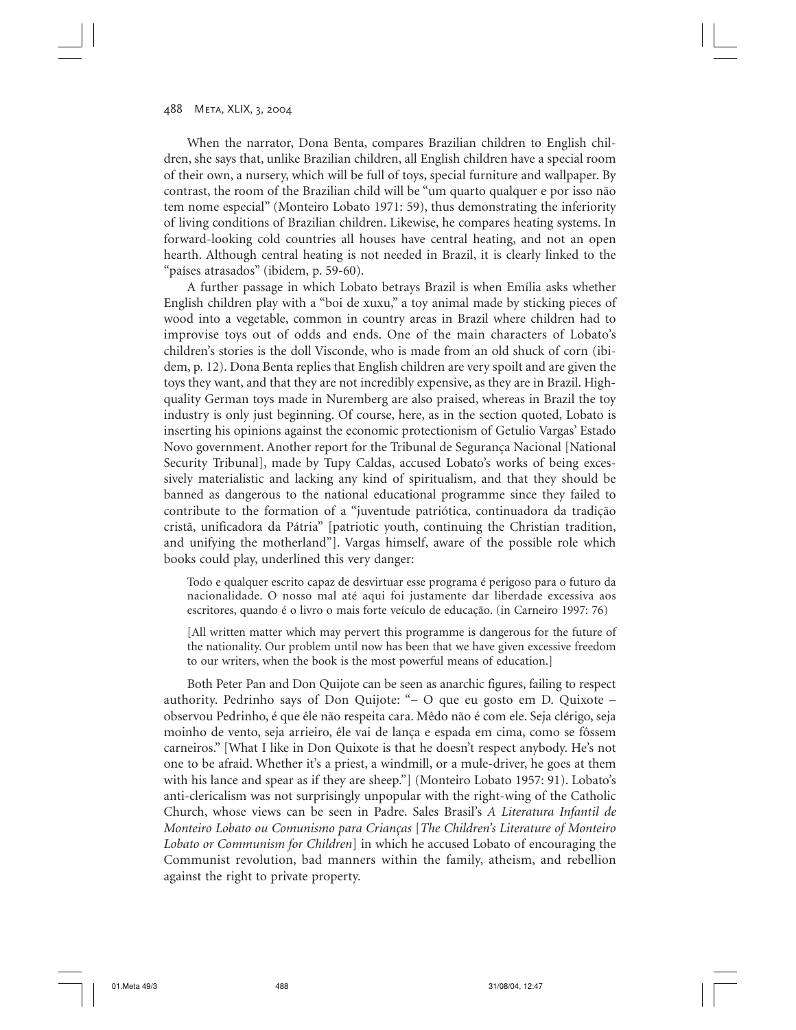When the narrator, Dona Benta, compares Brazilian children to English children, she says that, unlike Brazilian children, all English children have a special room of their own, a nursery, which will be full of toys, special furniture and wallpaper. By contrast, the room of the Brazilian child will be "um quarto qualquer e por isso não tem nome especial" (Monteiro Lobato 1971: 59), thus demonstrating the inferiority of living conditions of Brazilian children. Likewise, he compares heating systems. In forward-looking cold countries all houses have central heating, and not an open hearth. Although central heating is not needed in Brazil, it is clearly linked to the "países atrasados" (ibidem, p. 59-60).

A further passage in which Lobato betrays Brazil is when Emília asks whether English children play with a "boi de xuxu," a toy animal made by sticking pieces of wood into a vegetable, common in country areas in Brazil where children had to improvise toys out of odds and ends. One of the main characters of Lobato's children's stories is the doll Visconde, who is made from an old shuck of corn (ibidem, p. 12). Dona Benta replies that English children are very spoilt and are given the toys they want, and that they are not incredibly expensive, as they are in Brazil. High-quality German toys made in Nuremberg are also praised, whereas in Brazil the toy industry is only just beginning. Of course, here, as in the section quoted, Lobato is inserting his opinions against the economic protectionism of Getulio Vargas' Estado Novo government. Another report for the Tribunal de Segurança Nacional [National Security Tribunal], made by Tupy Caldas, accused Lobato's works of being excessively materialistic and lacking any kind of spiritualism, and that they should be banned as dangerous to the national educational programme since they failed to contribute to the formation of a "juventude patriótica, continuadora da tradição cristã, unificadora da Pátria" [patriotic youth, continuing the Christian tradition, and unifying the motherland"]. Vargas himself, aware of the possible role which books could play, underlined this very danger:

> Todo e qualquer escrito capaz de desvirtuar esse programa é perigoso para o futuro da nacionalidade. O nosso mal até aqui foi justamente dar liberdade excessiva aos escritores, quando é o livro o mais forte veículo de educação. (in Carneiro 1997: 76)
>
> [All written matter which may pervert this programme is dangerous for the future of the nationality. Our problem until now has been that we have given excessive freedom to our writers, when the book is the most powerful means of education.]

Both Peter Pan and Don Quijote can be seen as anarchic figures, failing to respect authority. Pedrinho says of Don Quijote: "– O que eu gosto em D. Quixote – observou Pedrinho, é que êle não respeita cara. Mêdo não é com ele. Seja clérigo, seja moinho de vento, seja arrieiro, êle vai de lança e espada em cima, como se fôssem carneiros." [What I like in Don Quixote is that he doesn't respect anybody. He's not one to be afraid. Whether it's a priest, a windmill, or a mule-driver, he goes at them with his lance and spear as if they are sheep."] (Monteiro Lobato 1957: 91). Lobato's anti-clericalism was not surprisingly unpopular with the right-wing of the Catholic Church, whose views can be seen in Padre. Sales Brasil's *A Literatura Infantil de Monteiro Lobato ou Comunismo para Crianças* [*The Children's Literature of Monteiro Lobato or Communism for Children*] in which he accused Lobato of encouraging the Communist revolution, bad manners within the family, atheism, and rebellion against the right to private property.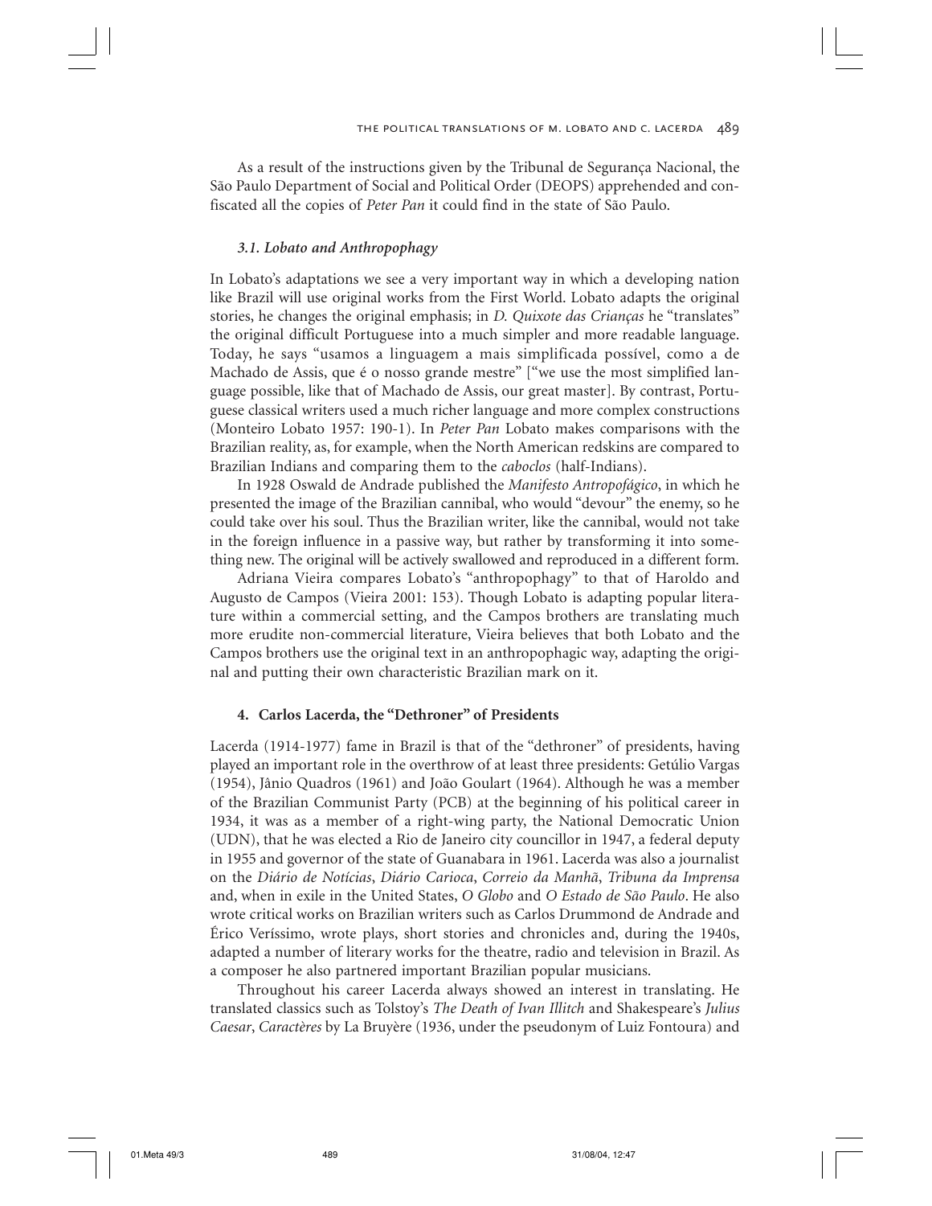As a result of the instructions given by the Tribunal de Segurança Nacional, the São Paulo Department of Social and Political Order (DEOPS) apprehended and confiscated all the copies of *Peter Pan* it could find in the state of São Paulo.

### *3.1. Lobato and Anthropophagy*

In Lobato's adaptations we see a very important way in which a developing nation like Brazil will use original works from the First World. Lobato adapts the original stories, he changes the original emphasis; in *D. Quixote das Crianças* he "translates" the original difficult Portuguese into a much simpler and more readable language. Today, he says "usamos a linguagem a mais simplificada possível, como a de Machado de Assis, que é o nosso grande mestre" ["we use the most simplified language possible, like that of Machado de Assis, our great master]. By contrast, Portuguese classical writers used a much richer language and more complex constructions (Monteiro Lobato 1957: 190-1). In *Peter Pan* Lobato makes comparisons with the Brazilian reality, as, for example, when the North American redskins are compared to Brazilian Indians and comparing them to the *caboclos* (half-Indians).

In 1928 Oswald de Andrade published the *Manifesto Antropofágico*, in which he presented the image of the Brazilian cannibal, who would "devour" the enemy, so he could take over his soul. Thus the Brazilian writer, like the cannibal, would not take in the foreign influence in a passive way, but rather by transforming it into something new. The original will be actively swallowed and reproduced in a different form.

Adriana Vieira compares Lobato's "anthropophagy" to that of Haroldo and Augusto de Campos (Vieira 2001: 153). Though Lobato is adapting popular literature within a commercial setting, and the Campos brothers are translating much more erudite non-commercial literature, Vieira believes that both Lobato and the Campos brothers use the original text in an anthropophagic way, adapting the original and putting their own characteristic Brazilian mark on it.

## 4. Carlos Lacerda, the "Dethroner" of Presidents

Lacerda (1914-1977) fame in Brazil is that of the "dethroner" of presidents, having played an important role in the overthrow of at least three presidents: Getúlio Vargas (1954), Jânio Quadros (1961) and João Goulart (1964). Although he was a member of the Brazilian Communist Party (PCB) at the beginning of his political career in 1934, it was as a member of a right-wing party, the National Democratic Union (UDN), that he was elected a Rio de Janeiro city councillor in 1947, a federal deputy in 1955 and governor of the state of Guanabara in 1961. Lacerda was also a journalist on the *Diário de Notícias*, *Diário Carioca*, *Correio da Manhã*, *Tribuna da Imprensa* and, when in exile in the United States, *O Globo* and *O Estado de São Paulo*. He also wrote critical works on Brazilian writers such as Carlos Drummond de Andrade and Érico Veríssimo, wrote plays, short stories and chronicles and, during the 1940s, adapted a number of literary works for the theatre, radio and television in Brazil. As a composer he also partnered important Brazilian popular musicians.

Throughout his career Lacerda always showed an interest in translating. He translated classics such as Tolstoy's *The Death of Ivan Illitch* and Shakespeare's *Julius Caesar*, *Caractères* by La Bruyère (1936, under the pseudonym of Luiz Fontoura) and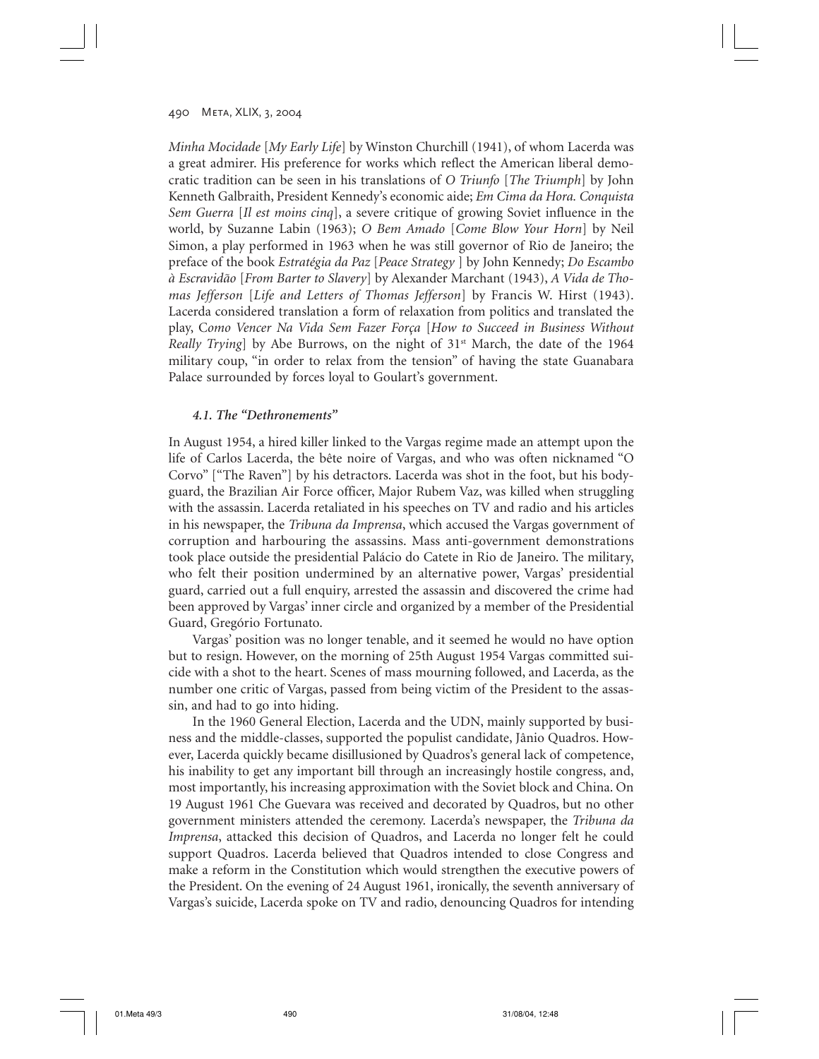*Minha Mocidade* [*My Early Life*] by Winston Churchill (1941), of whom Lacerda was a great admirer. His preference for works which reflect the American liberal democratic tradition can be seen in his translations of *O Triunfo* [*The Triumph*] by John Kenneth Galbraith, President Kennedy's economic aide; *Em Cima da Hora. Conquista Sem Guerra* [*Il est moins cinq*], a severe critique of growing Soviet influence in the world, by Suzanne Labin (1963); *O Bem Amado* [*Come Blow Your Horn*] by Neil Simon, a play performed in 1963 when he was still governor of Rio de Janeiro; the preface of the book *Estratégia da Paz* [*Peace Strategy* ] by John Kennedy; *Do Escambo à Escravidão* [*From Barter to Slavery*] by Alexander Marchant (1943), *A Vida de Thomas Jefferson* [*Life and Letters of Thomas Jefferson*] by Francis W. Hirst (1943). Lacerda considered translation a form of relaxation from politics and translated the play, *Como Vencer Na Vida Sem Fazer Força* [*How to Succeed in Business Without Really Trying*] by Abe Burrows, on the night of 31st March, the date of the 1964 military coup, "in order to relax from the tension" of having the state Guanabara Palace surrounded by forces loyal to Goulart's government.

### *4.1. The "Dethronements"*

In August 1954, a hired killer linked to the Vargas regime made an attempt upon the life of Carlos Lacerda, the bête noire of Vargas, and who was often nicknamed "O Corvo" ["The Raven"] by his detractors. Lacerda was shot in the foot, but his bodyguard, the Brazilian Air Force officer, Major Rubem Vaz, was killed when struggling with the assassin. Lacerda retaliated in his speeches on TV and radio and his articles in his newspaper, the *Tribuna da Imprensa*, which accused the Vargas government of corruption and harbouring the assassins. Mass anti-government demonstrations took place outside the presidential Palácio do Catete in Rio de Janeiro. The military, who felt their position undermined by an alternative power, Vargas' presidential guard, carried out a full enquiry, arrested the assassin and discovered the crime had been approved by Vargas' inner circle and organized by a member of the Presidential Guard, Gregório Fortunato.

Vargas' position was no longer tenable, and it seemed he would no have option but to resign. However, on the morning of 25th August 1954 Vargas committed suicide with a shot to the heart. Scenes of mass mourning followed, and Lacerda, as the number one critic of Vargas, passed from being victim of the President to the assassin, and had to go into hiding.

In the 1960 General Election, Lacerda and the UDN, mainly supported by business and the middle-classes, supported the populist candidate, Jânio Quadros. However, Lacerda quickly became disillusioned by Quadros's general lack of competence, his inability to get any important bill through an increasingly hostile congress, and, most importantly, his increasing approximation with the Soviet block and China. On 19 August 1961 Che Guevara was received and decorated by Quadros, but no other government ministers attended the ceremony. Lacerda's newspaper, the *Tribuna da Imprensa*, attacked this decision of Quadros, and Lacerda no longer felt he could support Quadros. Lacerda believed that Quadros intended to close Congress and make a reform in the Constitution which would strengthen the executive powers of the President. On the evening of 24 August 1961, ironically, the seventh anniversary of Vargas's suicide, Lacerda spoke on TV and radio, denouncing Quadros for intending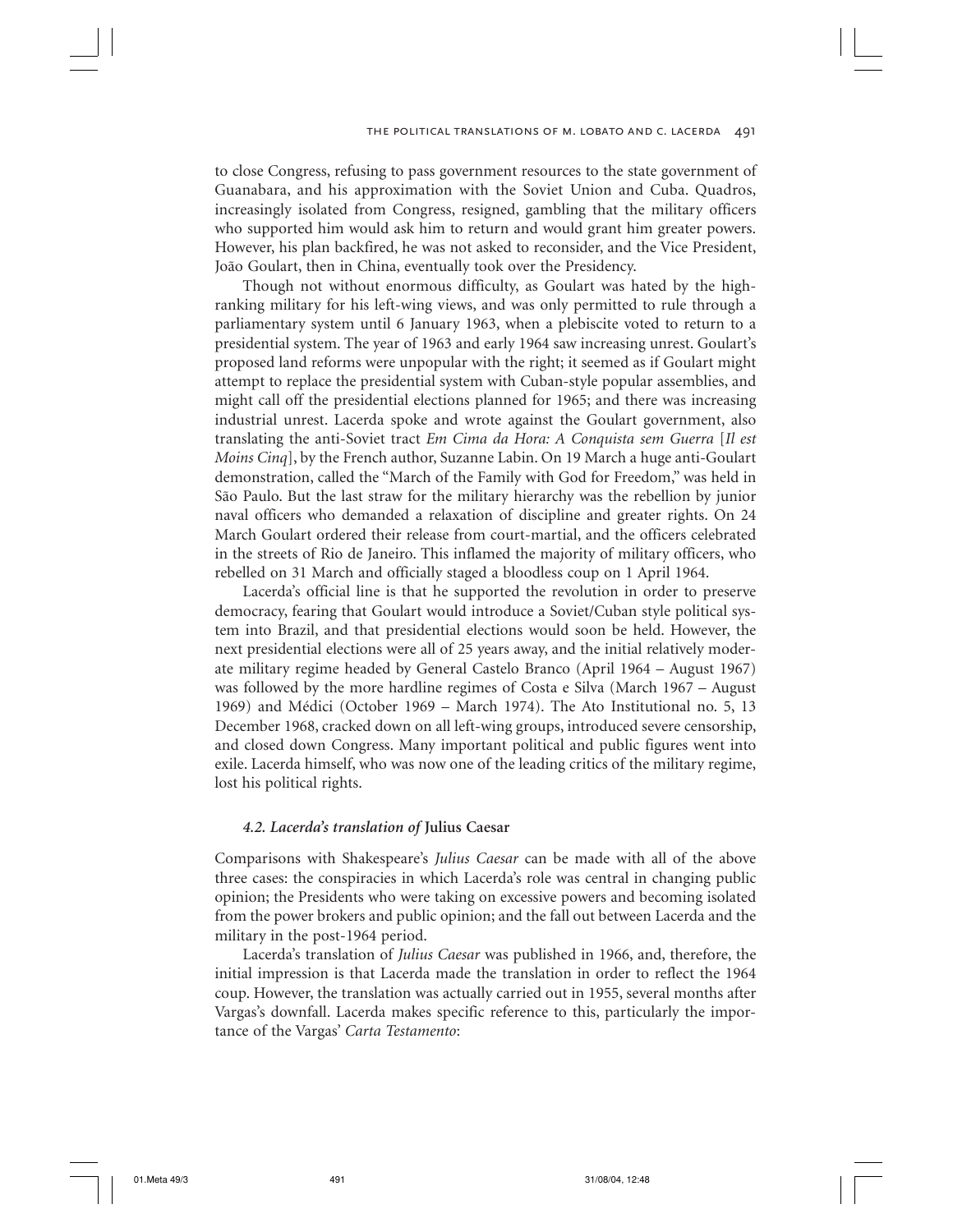to close Congress, refusing to pass government resources to the state government of Guanabara, and his approximation with the Soviet Union and Cuba. Quadros, increasingly isolated from Congress, resigned, gambling that the military officers who supported him would ask him to return and would grant him greater powers. However, his plan backfired, he was not asked to reconsider, and the Vice President, João Goulart, then in China, eventually took over the Presidency.

Though not without enormous difficulty, as Goulart was hated by the high-ranking military for his left-wing views, and was only permitted to rule through a parliamentary system until 6 January 1963, when a plebiscite voted to return to a presidential system. The year of 1963 and early 1964 saw increasing unrest. Goulart's proposed land reforms were unpopular with the right; it seemed as if Goulart might attempt to replace the presidential system with Cuban-style popular assemblies, and might call off the presidential elections planned for 1965; and there was increasing industrial unrest. Lacerda spoke and wrote against the Goulart government, also translating the anti-Soviet tract *Em Cima da Hora: A Conquista sem Guerra* [*Il est Moins Cinq*], by the French author, Suzanne Labin. On 19 March a huge anti-Goulart demonstration, called the "March of the Family with God for Freedom," was held in São Paulo. But the last straw for the military hierarchy was the rebellion by junior naval officers who demanded a relaxation of discipline and greater rights. On 24 March Goulart ordered their release from court-martial, and the officers celebrated in the streets of Rio de Janeiro. This inflamed the majority of military officers, who rebelled on 31 March and officially staged a bloodless coup on 1 April 1964.

Lacerda's official line is that he supported the revolution in order to preserve democracy, fearing that Goulart would introduce a Soviet/Cuban style political system into Brazil, and that presidential elections would soon be held. However, the next presidential elections were all of 25 years away, and the initial relatively moderate military regime headed by General Castelo Branco (April 1964 – August 1967) was followed by the more hardline regimes of Costa e Silva (March 1967 – August 1969) and Médici (October 1969 – March 1974). The Ato Institutional no. 5, 13 December 1968, cracked down on all left-wing groups, introduced severe censorship, and closed down Congress. Many important political and public figures went into exile. Lacerda himself, who was now one of the leading critics of the military regime, lost his political rights.

### *4.2. Lacerda's translation of* **Julius Caesar**

Comparisons with Shakespeare's *Julius Caesar* can be made with all of the above three cases: the conspiracies in which Lacerda's role was central in changing public opinion; the Presidents who were taking on excessive powers and becoming isolated from the power brokers and public opinion; and the fall out between Lacerda and the military in the post-1964 period.

Lacerda's translation of *Julius Caesar* was published in 1966, and, therefore, the initial impression is that Lacerda made the translation in order to reflect the 1964 coup. However, the translation was actually carried out in 1955, several months after Vargas's downfall. Lacerda makes specific reference to this, particularly the importance of the Vargas' *Carta Testamento*: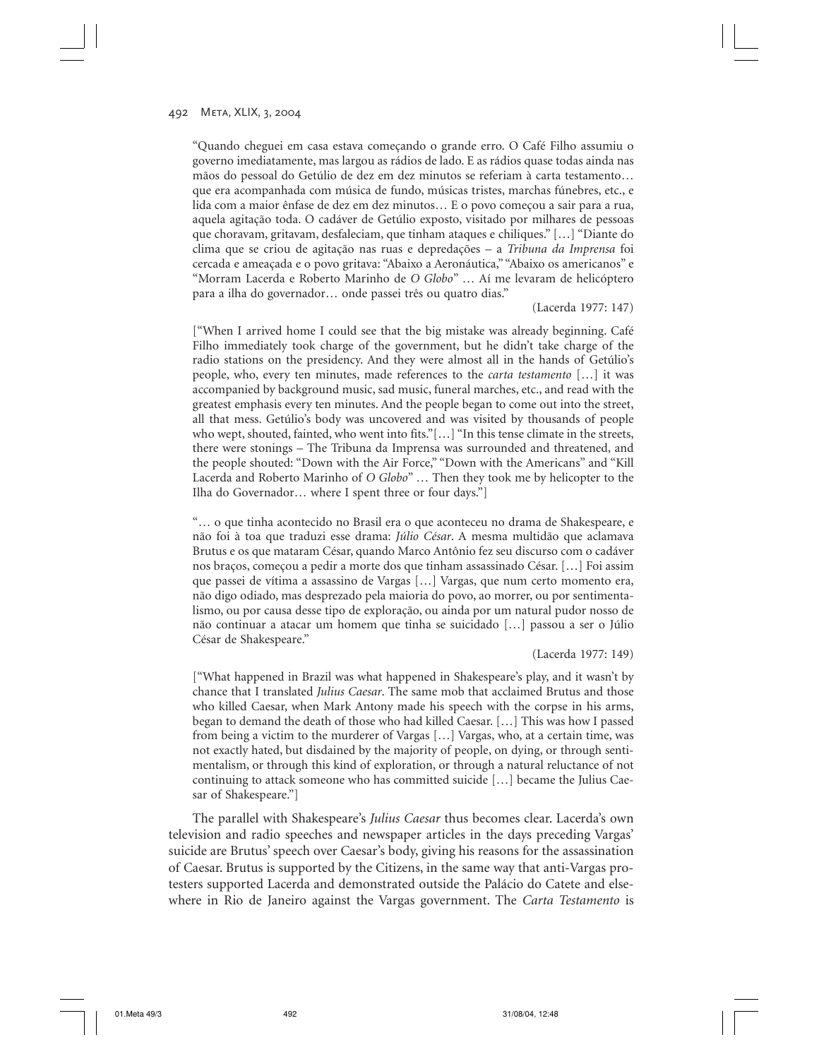"Quando cheguei em casa estava começando o grande erro. O Café Filho assumiu o governo imediatamente, mas largou as rádios de lado. E as rádios quase todas ainda nas mãos do pessoal do Getúlio de dez em dez minutos se referiam à carta testamento… que era acompanhada com música de fundo, músicas tristes, marchas fúnebres, etc., e lida com a maior ênfase de dez em dez minutos… E o povo começou a sair para a rua, aquela agitação toda. O cadáver de Getúlio exposto, visitado por milhares de pessoas que choravam, gritavam, desfaleciam, que tinham ataques e chiliques." […] "Diante do clima que se criou de agitação nas ruas e depredações – a *Tribuna da Imprensa* foi cercada e ameaçada e o povo gritava: "Abaixo a Aeronáutica," "Abaixo os americanos" e "Morram Lacerda e Roberto Marinho de *O Globo*" … Aí me levaram de helicóptero para a ilha do governador… onde passei três ou quatro dias."

(Lacerda 1977: 147)

["When I arrived home I could see that the big mistake was already beginning. Café Filho immediately took charge of the government, but he didn't take charge of the radio stations on the presidency. And they were almost all in the hands of Getúlio's people, who, every ten minutes, made references to the *carta testamento* […] it was accompanied by background music, sad music, funeral marches, etc., and read with the greatest emphasis every ten minutes. And the people began to come out into the street, all that mess. Getúlio's body was uncovered and was visited by thousands of people who wept, shouted, fainted, who went into fits."[…] "In this tense climate in the streets, there were stonings – The Tribuna da Imprensa was surrounded and threatened, and the people shouted: "Down with the Air Force," "Down with the Americans" and "Kill Lacerda and Roberto Marinho of *O Globo*" … Then they took me by helicopter to the Ilha do Governador… where I spent three or four days."]

"… o que tinha acontecido no Brasil era o que aconteceu no drama de Shakespeare, e não foi à toa que traduzi esse drama: *Júlio César*. A mesma multidão que aclamava Brutus e os que mataram César, quando Marco Antônio fez seu discurso com o cadáver nos braços, começou a pedir a morte dos que tinham assassinado César. […] Foi assim que passei de vítima a assassino de Vargas […] Vargas, que num certo momento era, não digo odiado, mas desprezado pela maioria do povo, ao morrer, ou por sentimentalismo, ou por causa desse tipo de exploração, ou ainda por um natural pudor nosso de não continuar a atacar um homem que tinha se suicidado […] passou a ser o Júlio César de Shakespeare."

(Lacerda 1977: 149)

["What happened in Brazil was what happened in Shakespeare's play, and it wasn't by chance that I translated *Julius Caesar*. The same mob that acclaimed Brutus and those who killed Caesar, when Mark Antony made his speech with the corpse in his arms, began to demand the death of those who had killed Caesar. […] This was how I passed from being a victim to the murderer of Vargas […] Vargas, who, at a certain time, was not exactly hated, but disdained by the majority of people, on dying, or through sentimentalism, or through this kind of exploration, or through a natural reluctance of not continuing to attack someone who has committed suicide […] became the Julius Caesar of Shakespeare."]

The parallel with Shakespeare's *Julius Caesar* thus becomes clear. Lacerda's own television and radio speeches and newspaper articles in the days preceding Vargas' suicide are Brutus' speech over Caesar's body, giving his reasons for the assassination of Caesar. Brutus is supported by the Citizens, in the same way that anti-Vargas protesters supported Lacerda and demonstrated outside the Palácio do Catete and elsewhere in Rio de Janeiro against the Vargas government. The *Carta Testamento* is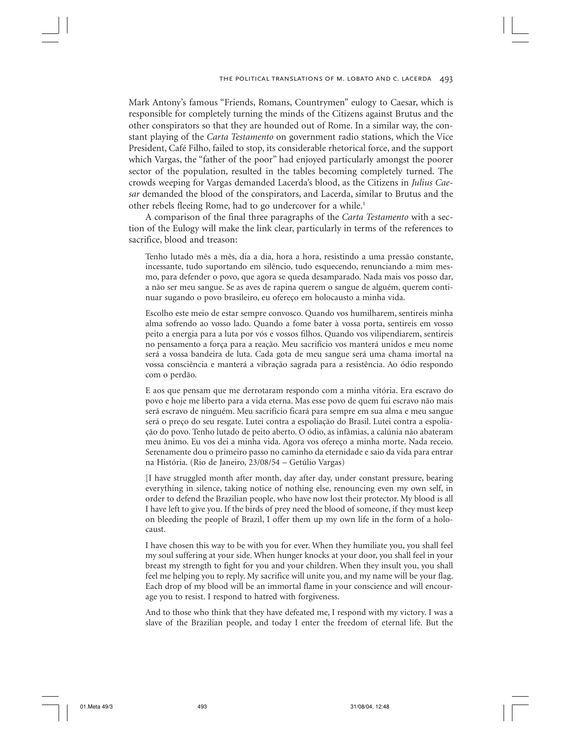Mark Antony's famous "Friends, Romans, Countrymen" eulogy to Caesar, which is responsible for completely turning the minds of the Citizens against Brutus and the other conspirators so that they are hounded out of Rome. In a similar way, the constant playing of the *Carta Testamento* on government radio stations, which the Vice President, Café Filho, failed to stop, its considerable rhetorical force, and the support which Vargas, the "father of the poor" had enjoyed particularly amongst the poorer sector of the population, resulted in the tables becoming completely turned. The crowds weeping for Vargas demanded Lacerda's blood, as the Citizens in *Julius Caesar* demanded the blood of the conspirators, and Lacerda, similar to Brutus and the other rebels fleeing Rome, had to go undercover for a while.[1]

A comparison of the final three paragraphs of the *Carta Testamento* with a section of the Eulogy will make the link clear, particularly in terms of the references to sacrifice, blood and treason:

> Tenho lutado mês a mês, dia a dia, hora a hora, resistindo a uma pressão constante, incessante, tudo suportando em silêncio, tudo esquecendo, renunciando a mim mesmo, para defender o povo, que agora se queda desamparado. Nada mais vos posso dar, a não ser meu sangue. Se as aves de rapina querem o sangue de alguém, querem continuar sugando o povo brasileiro, eu ofereço em holocausto a minha vida.
>
> Escolho este meio de estar sempre convosco. Quando vos humilharem, sentireis minha alma sofrendo ao vosso lado. Quando a fome bater à vossa porta, sentireis em vosso peito a energia para a luta por vós e vossos filhos. Quando vos vilipendiarem, sentireis no pensamento a força para a reação. Meu sacrifício vos manterá unidos e meu nome será a vossa bandeira de luta. Cada gota de meu sangue será uma chama imortal na vossa consciência e manterá a vibração sagrada para a resistência. Ao ódio respondo com o perdão.
>
> E aos que pensam que me derrotaram respondo com a minha vitória. Era escravo do povo e hoje me liberto para a vida eterna. Mas esse povo de quem fui escravo não mais será escravo de ninguém. Meu sacrifício ficará para sempre em sua alma e meu sangue será o preço do seu resgate. Lutei contra a espoliação do Brasil. Lutei contra a espoliação do povo. Tenho lutado de peito aberto. O ódio, as infâmias, a calúnia não abateram meu ânimo. Eu vos dei a minha vida. Agora vos ofereço a minha morte. Nada receio. Serenamente dou o primeiro passo no caminho da eternidade e saio da vida para entrar na História. (Rio de Janeiro, 23/08/54 – Getúlio Vargas)
>
> [I have struggled month after month, day after day, under constant pressure, bearing everything in silence, taking notice of nothing else, renouncing even my own self, in order to defend the Brazilian people, who have now lost their protector. My blood is all I have left to give you. If the birds of prey need the blood of someone, if they must keep on bleeding the people of Brazil, I offer them up my own life in the form of a holocaust.
>
> I have chosen this way to be with you for ever. When they humiliate you, you shall feel my soul suffering at your side. When hunger knocks at your door, you shall feel in your breast my strength to fight for you and your children. When they insult you, you shall feel me helping you to reply. My sacrifice will unite you, and my name will be your flag. Each drop of my blood will be an immortal flame in your conscience and will encourage you to resist. I respond to hatred with forgiveness.
>
> And to those who think that they have defeated me, I respond with my victory. I was a slave of the Brazilian people, and today I enter the freedom of eternal life. But the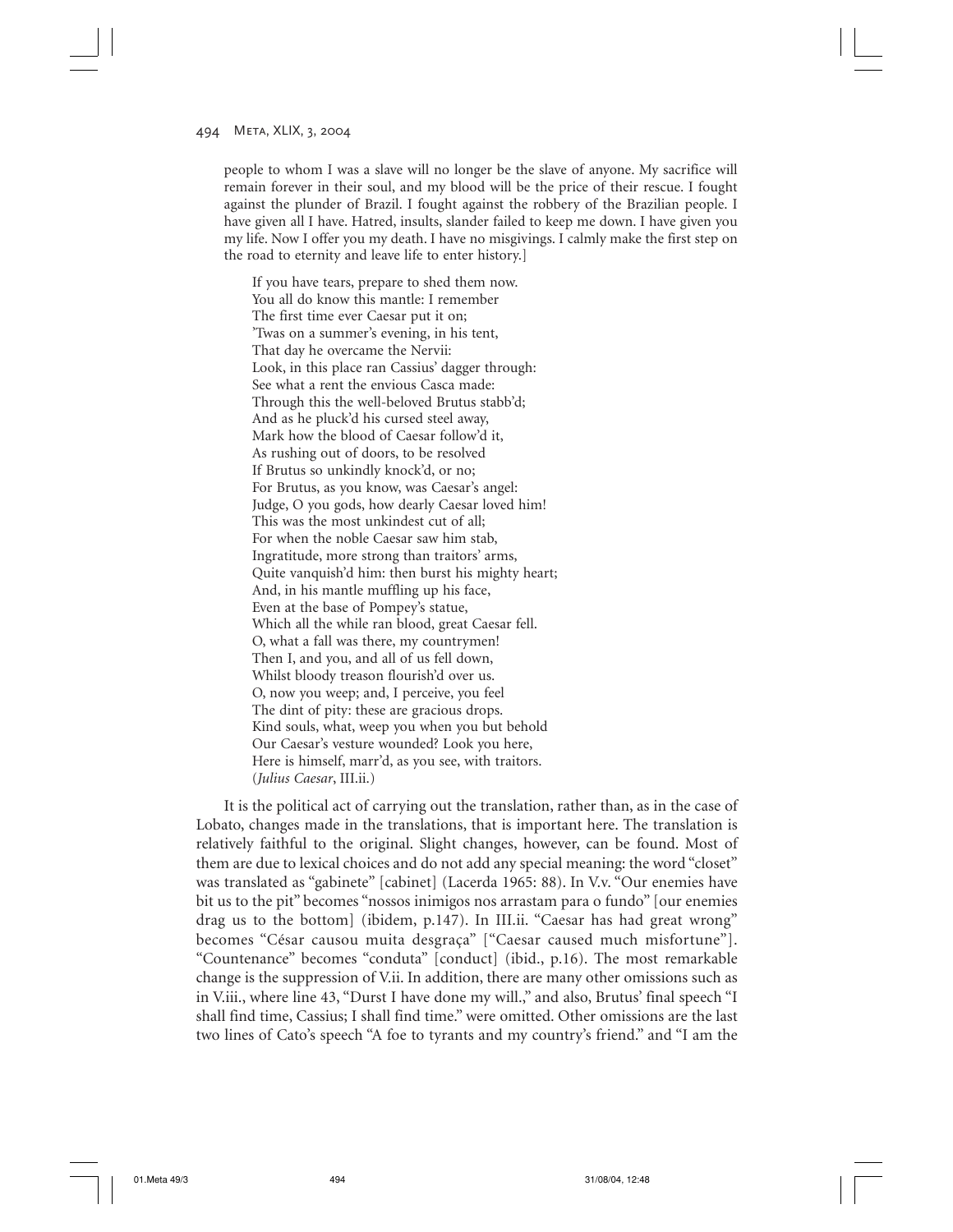people to whom I was a slave will no longer be the slave of anyone. My sacrifice will remain forever in their soul, and my blood will be the price of their rescue. I fought against the plunder of Brazil. I fought against the robbery of the Brazilian people. I have given all I have. Hatred, insults, slander failed to keep me down. I have given you my life. Now I offer you my death. I have no misgivings. I calmly make the first step on the road to eternity and leave life to enter history.]

> If you have tears, prepare to shed them now.
> You all do know this mantle: I remember
> The first time ever Caesar put it on;
> 'Twas on a summer's evening, in his tent,
> That day he overcame the Nervii:
> Look, in this place ran Cassius' dagger through:
> See what a rent the envious Casca made:
> Through this the well-beloved Brutus stabb'd;
> And as he pluck'd his cursed steel away,
> Mark how the blood of Caesar follow'd it,
> As rushing out of doors, to be resolved
> If Brutus so unkindly knock'd, or no;
> For Brutus, as you know, was Caesar's angel:
> Judge, O you gods, how dearly Caesar loved him!
> This was the most unkindest cut of all;
> For when the noble Caesar saw him stab,
> Ingratitude, more strong than traitors' arms,
> Quite vanquish'd him: then burst his mighty heart;
> And, in his mantle muffling up his face,
> Even at the base of Pompey's statue,
> Which all the while ran blood, great Caesar fell.
> O, what a fall was there, my countrymen!
> Then I, and you, and all of us fell down,
> Whilst bloody treason flourish'd over us.
> O, now you weep; and, I perceive, you feel
> The dint of pity: these are gracious drops.
> Kind souls, what, weep you when you but behold
> Our Caesar's vesture wounded? Look you here,
> Here is himself, marr'd, as you see, with traitors.
> (*Julius Caesar*, III.ii.)

It is the political act of carrying out the translation, rather than, as in the case of Lobato, changes made in the translations, that is important here. The translation is relatively faithful to the original. Slight changes, however, can be found. Most of them are due to lexical choices and do not add any special meaning: the word "closet" was translated as "gabinete" [cabinet] (Lacerda 1965: 88). In V.v. "Our enemies have bit us to the pit" becomes "nossos inimigos nos arrastam para o fundo" [our enemies drag us to the bottom] (ibidem, p.147). In III.ii. "Caesar has had great wrong" becomes "César causou muita desgraça" ["Caesar caused much misfortune"]. "Countenance" becomes "conduta" [conduct] (ibid., p.16). The most remarkable change is the suppression of V.ii. In addition, there are many other omissions such as in V.iii., where line 43, "Durst I have done my will.," and also, Brutus' final speech "I shall find time, Cassius; I shall find time." were omitted. Other omissions are the last two lines of Cato's speech "A foe to tyrants and my country's friend." and "I am the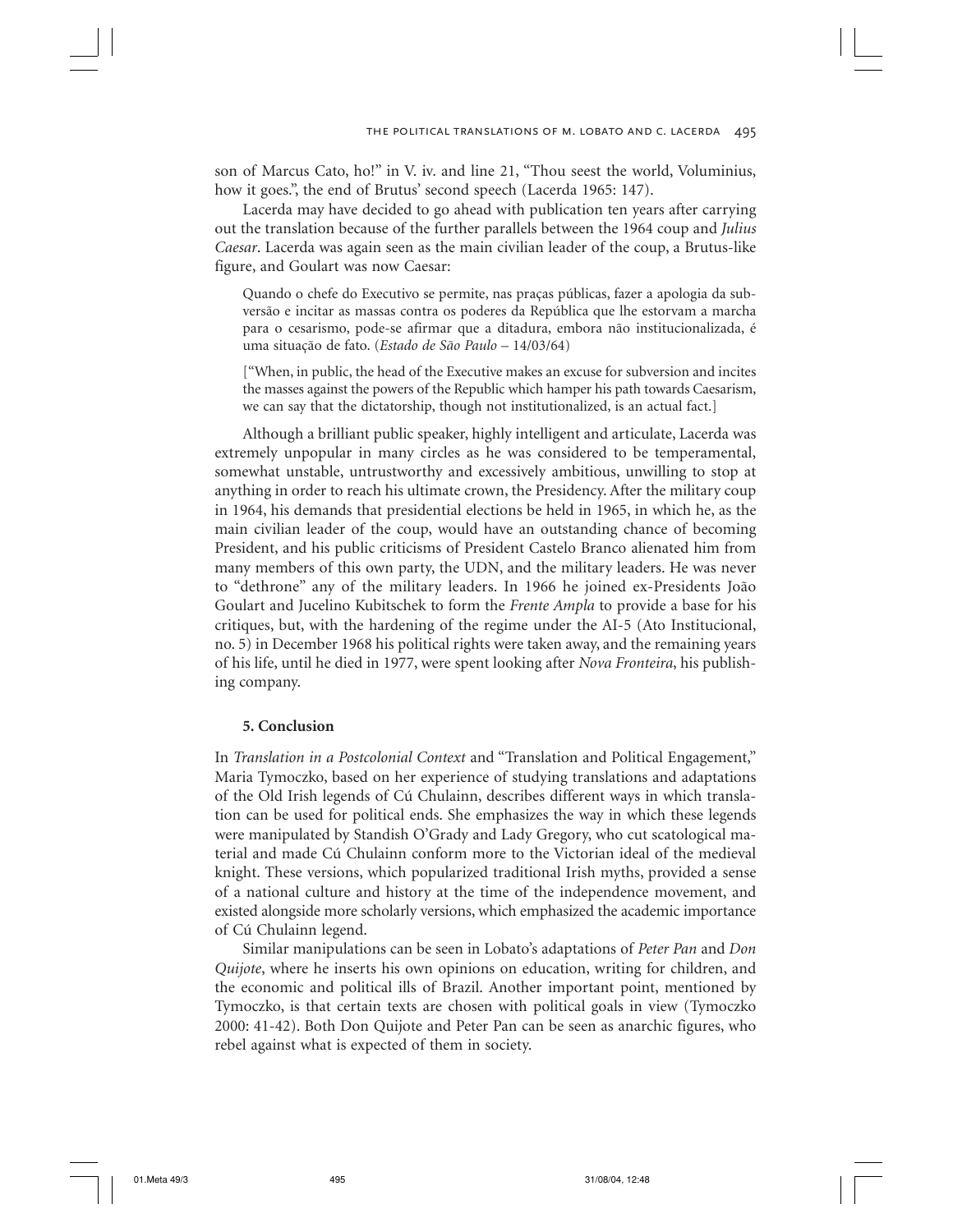son of Marcus Cato, ho!" in V. iv. and line 21, "Thou seest the world, Voluminius, how it goes.", the end of Brutus' second speech (Lacerda 1965: 147).

Lacerda may have decided to go ahead with publication ten years after carrying out the translation because of the further parallels between the 1964 coup and *Julius Caesar*. Lacerda was again seen as the main civilian leader of the coup, a Brutus-like figure, and Goulart was now Caesar:

> Quando o chefe do Executivo se permite, nas praças públicas, fazer a apologia da subversão e incitar as massas contra os poderes da República que lhe estorvam a marcha para o cesarismo, pode-se afirmar que a ditadura, embora não institucionalizada, é uma situação de fato. (*Estado de São Paulo* – 14/03/64)
>
> ["When, in public, the head of the Executive makes an excuse for subversion and incites the masses against the powers of the Republic which hamper his path towards Caesarism, we can say that the dictatorship, though not institutionalized, is an actual fact.]

Although a brilliant public speaker, highly intelligent and articulate, Lacerda was extremely unpopular in many circles as he was considered to be temperamental, somewhat unstable, untrustworthy and excessively ambitious, unwilling to stop at anything in order to reach his ultimate crown, the Presidency. After the military coup in 1964, his demands that presidential elections be held in 1965, in which he, as the main civilian leader of the coup, would have an outstanding chance of becoming President, and his public criticisms of President Castelo Branco alienated him from many members of this own party, the UDN, and the military leaders. He was never to "dethrone" any of the military leaders. In 1966 he joined ex-Presidents João Goulart and Jucelino Kubitschek to form the *Frente Ampla* to provide a base for his critiques, but, with the hardening of the regime under the AI-5 (Ato Institucional, no. 5) in December 1968 his political rights were taken away, and the remaining years of his life, until he died in 1977, were spent looking after *Nova Fronteira*, his publishing company.

## 5. Conclusion

In *Translation in a Postcolonial Context* and "Translation and Political Engagement," Maria Tymoczko, based on her experience of studying translations and adaptations of the Old Irish legends of Cú Chulainn, describes different ways in which translation can be used for political ends. She emphasizes the way in which these legends were manipulated by Standish O'Grady and Lady Gregory, who cut scatological material and made Cú Chulainn conform more to the Victorian ideal of the medieval knight. These versions, which popularized traditional Irish myths, provided a sense of a national culture and history at the time of the independence movement, and existed alongside more scholarly versions, which emphasized the academic importance of Cú Chulainn legend.

Similar manipulations can be seen in Lobato's adaptations of *Peter Pan* and *Don Quijote*, where he inserts his own opinions on education, writing for children, and the economic and political ills of Brazil. Another important point, mentioned by Tymoczko, is that certain texts are chosen with political goals in view (Tymoczko 2000: 41-42). Both Don Quijote and Peter Pan can be seen as anarchic figures, who rebel against what is expected of them in society.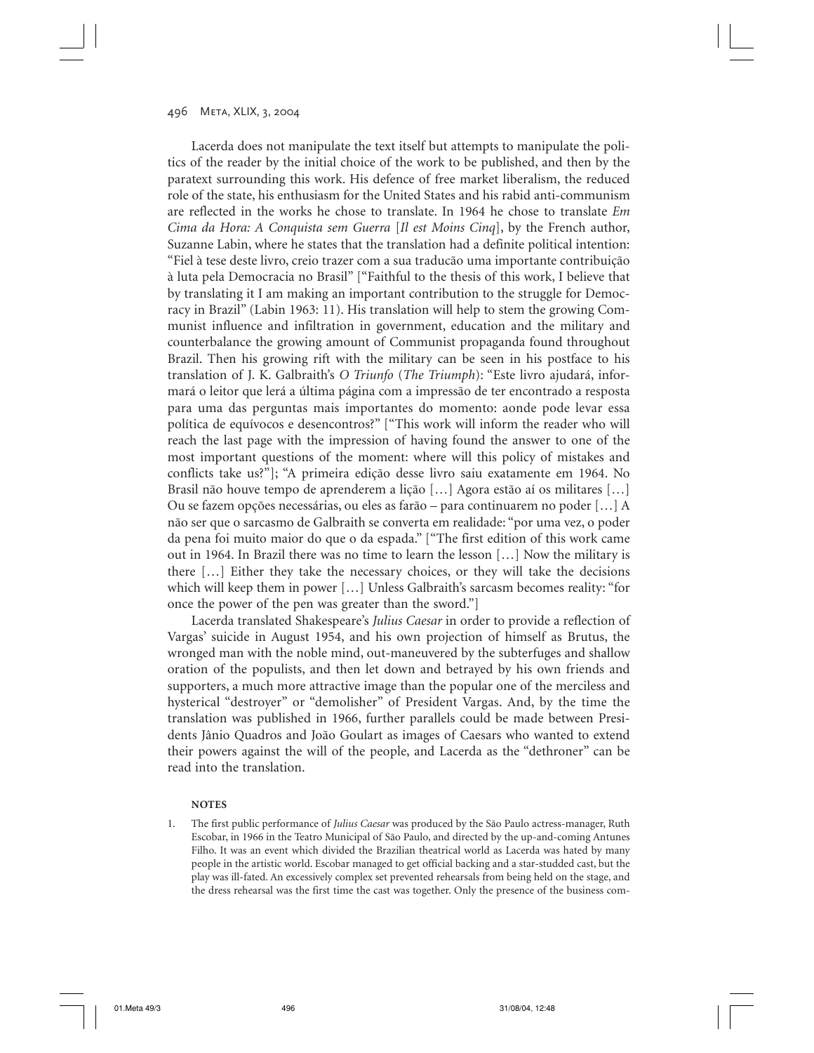Lacerda does not manipulate the text itself but attempts to manipulate the politics of the reader by the initial choice of the work to be published, and then by the paratext surrounding this work. His defence of free market liberalism, the reduced role of the state, his enthusiasm for the United States and his rabid anti-communism are reflected in the works he chose to translate. In 1964 he chose to translate *Em Cima da Hora: A Conquista sem Guerra* [*Il est Moins Cinq*], by the French author, Suzanne Labin, where he states that the translation had a definite political intention: "Fiel à tese deste livro, creio trazer com a sua tradução uma importante contribuição à luta pela Democracia no Brasil" ["Faithful to the thesis of this work, I believe that by translating it I am making an important contribution to the struggle for Democracy in Brazil" (Labin 1963: 11). His translation will help to stem the growing Communist influence and infiltration in government, education and the military and counterbalance the growing amount of Communist propaganda found throughout Brazil. Then his growing rift with the military can be seen in his postface to his translation of J. K. Galbraith's *O Triunfo* (*The Triumph*): "Este livro ajudará, informará o leitor que lerá a última página com a impressão de ter encontrado a resposta para uma das perguntas mais importantes do momento: aonde pode levar essa política de equívocos e desencontros?" ["This work will inform the reader who will reach the last page with the impression of having found the answer to one of the most important questions of the moment: where will this policy of mistakes and conflicts take us?"]; "A primeira edição desse livro saiu exatamente em 1964. No Brasil não houve tempo de aprenderem a lição […] Agora estão aí os militares […] Ou se fazem opções necessárias, ou eles as farão – para continuarem no poder […] A não ser que o sarcasmo de Galbraith se converta em realidade: "por uma vez, o poder da pena foi muito maior do que o da espada." ["The first edition of this work came out in 1964. In Brazil there was no time to learn the lesson […] Now the military is there […] Either they take the necessary choices, or they will take the decisions which will keep them in power […] Unless Galbraith's sarcasm becomes reality: "for once the power of the pen was greater than the sword."]

Lacerda translated Shakespeare's *Julius Caesar* in order to provide a reflection of Vargas' suicide in August 1954, and his own projection of himself as Brutus, the wronged man with the noble mind, out-maneuvered by the subterfuges and shallow oration of the populists, and then let down and betrayed by his own friends and supporters, a much more attractive image than the popular one of the merciless and hysterical "destroyer" or "demolisher" of President Vargas. And, by the time the translation was published in 1966, further parallels could be made between Presidents Jânio Quadros and João Goulart as images of Caesars who wanted to extend their powers against the will of the people, and Lacerda as the "dethroner" can be read into the translation.

## NOTES

1. The first public performance of *Julius Caesar* was produced by the São Paulo actress-manager, Ruth Escobar, in 1966 in the Teatro Municipal of São Paulo, and directed by the up-and-coming Antunes Filho. It was an event which divided the Brazilian theatrical world as Lacerda was hated by many people in the artistic world. Escobar managed to get official backing and a star-studded cast, but the play was ill-fated. An excessively complex set prevented rehearsals from being held on the stage, and the dress rehearsal was the first time the cast was together. Only the presence of the business com-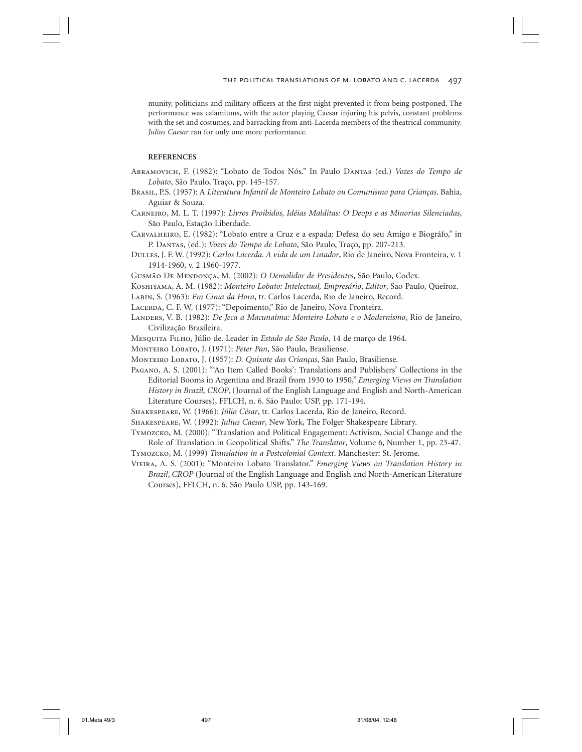munity, politicians and military officers at the first night prevented it from being postponed. The performance was calamitous, with the actor playing Caesar injuring his pelvis, constant problems with the set and costumes, and barracking from anti-Lacerda members of the theatrical community. *Julius Caesar* ran for only one more performance.

**REFERENCES**

Abramovich, F. (1982): "Lobato de Todos Nós." In Paulo Dantas (ed.) *Vozes do Tempo de Lobato*, São Paulo, Traço, pp. 145-157.

Brasil, P.S. (1957): A *Literatura Infantil de Monteiro Lobato ou Comunismo para Crianças*. Bahia, Aguiar & Souza.

Carneiro, M. L. T. (1997): *Livros Proibidos, Idéias Malditas: O Deops e as Minorias Silenciadas*, São Paulo, Estação Liberdade.

Carvalheiro, E. (1982): "Lobato entre a Cruz e a espada: Defesa do seu Amigo e Biográfo," in P. Dantas, (ed.): *Vozes do Tempo de Lobato*, São Paulo, Traço, pp. 207-213.

Dulles, J. F. W. (1992): *Carlos Lacerda. A vida de um Lutador*, Rio de Janeiro, Nova Fronteira, v. 1 1914-1960, v. 2 1960-1977.

Gusmão De Mendonça, M. (2002): *O Demolidor de Presidentes*, São Paulo, Codex.

Koshiyama, A. M. (1982): *Monteiro Lobato: Intelectual, Empresário, Editor*, São Paulo, Queiroz.

Labin, S. (1963): *Em Cima da Hora*, tr. Carlos Lacerda, Rio de Janeiro, Record.

Lacerda, C. F. W. (1977): "Depoimento," Rio de Janeiro, Nova Fronteira.

Landers, V. B. (1982): *De Jeca a Macunaíma: Monteiro Lobato e o Modernismo*, Rio de Janeiro, Civilização Brasileira.

Mesquita Filho, Júlio de. Leader in *Estado de São Paulo*, 14 de março de 1964.

Monteiro Lobato, J. (1971): *Peter Pan*, São Paulo, Brasiliense.

Monteiro Lobato, J. (1957): *D. Quixote das Crianças*, São Paulo, Brasiliense.

Pagano, A. S. (2001): "'An Item Called Books': Translations and Publishers' Collections in the Editorial Booms in Argentina and Brazil from 1930 to 1950," *Emerging Views on Translation History in Brazil, CROP*, (Journal of the English Language and English and North-American Literature Courses), FFLCH, n. 6. São Paulo: USP, pp. 171-194.

Shakespeare, W. (1966): *Júlio César*, tr. Carlos Lacerda, Rio de Janeiro, Record.

Shakespeare, W. (1992): *Julius Caesar*, New York, The Folger Shakespeare Library.

Tymozcko, M. (2000): "Translation and Political Engagement: Activism, Social Change and the Role of Translation in Geopolitical Shifts." *The Translator*, Volume 6, Number 1, pp. 23-47.

Tymozcko, M. (1999) *Translation in a Postcolonial Context*. Manchester: St. Jerome.

Vieira, A. S. (2001): "Monteiro Lobato Translator." *Emerging Views on Translation History in Brazil*, *CROP* (Journal of the English Language and English and North-American Literature Courses), FFLCH, n. 6. São Paulo USP, pp. 143-169.